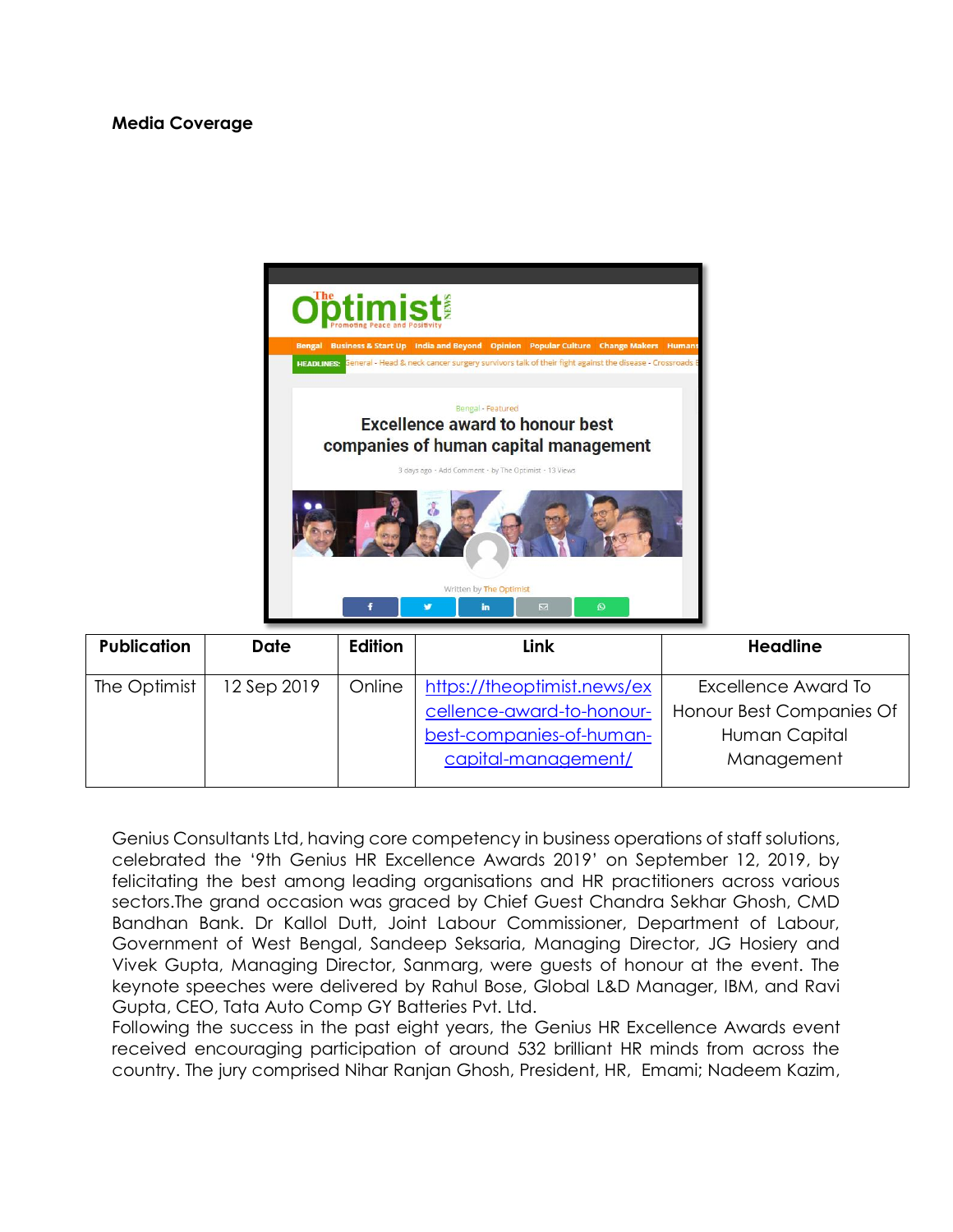**Media Coverage**

| Publication | Date | Edition | Link | Headline |
|---|---|---|---|---|
| The Optimist | 12 Sep 2019 | Online | https://theoptimist.news/excellence-award-to-honour-best-companies-of-human-capital-management/ | Excellence Award To Honour Best Companies Of Human Capital Management |

Genius Consultants Ltd, having core competency in business operations of staff solutions, celebrated the '9th Genius HR Excellence Awards 2019' on September 12, 2019, by felicitating the best among leading organisations and HR practitioners across various sectors.The grand occasion was graced by Chief Guest Chandra Sekhar Ghosh, CMD Bandhan Bank. Dr Kallol Dutt, Joint Labour Commissioner, Department of Labour, Government of West Bengal, Sandeep Seksaria, Managing Director, JG Hosiery and Vivek Gupta, Managing Director, Sanmarg, were guests of honour at the event. The keynote speeches were delivered by Rahul Bose, Global L&D Manager, IBM, and Ravi Gupta, CEO, Tata Auto Comp GY Batteries Pvt. Ltd.

Following the success in the past eight years, the Genius HR Excellence Awards event received encouraging participation of around 532 brilliant HR minds from across the country. The jury comprised Nihar Ranjan Ghosh, President, HR, Emami; Nadeem Kazim,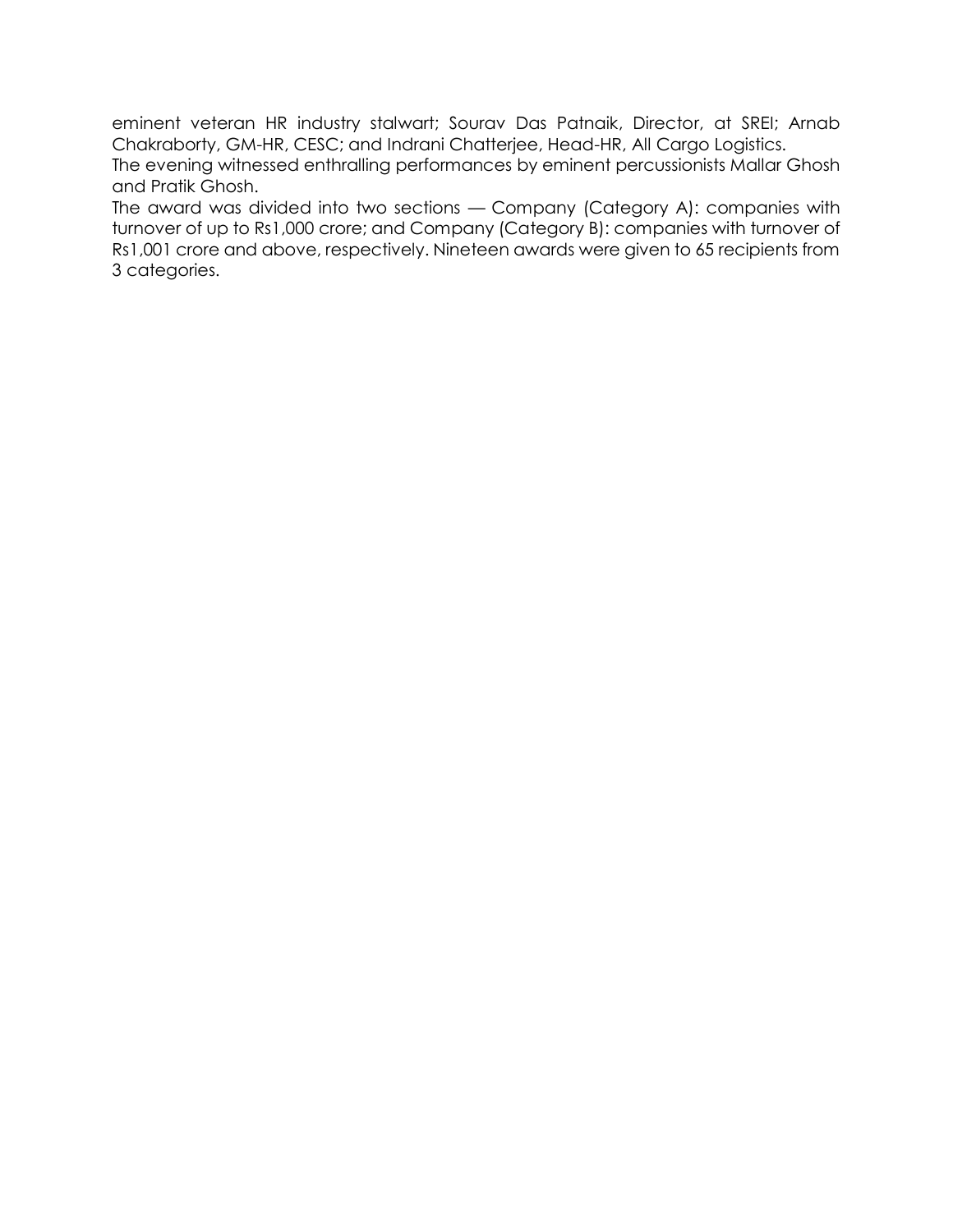eminent veteran HR industry stalwart; Sourav Das Patnaik, Director, at SREI; Arnab Chakraborty, GM-HR, CESC; and Indrani Chatterjee, Head-HR, All Cargo Logistics.

The evening witnessed enthralling performances by eminent percussionists Mallar Ghosh and Pratik Ghosh.

The award was divided into two sections — Company (Category A): companies with turnover of up to Rs1,000 crore; and Company (Category B): companies with turnover of Rs1,001 crore and above, respectively. Nineteen awards were given to 65 recipients from 3 categories.